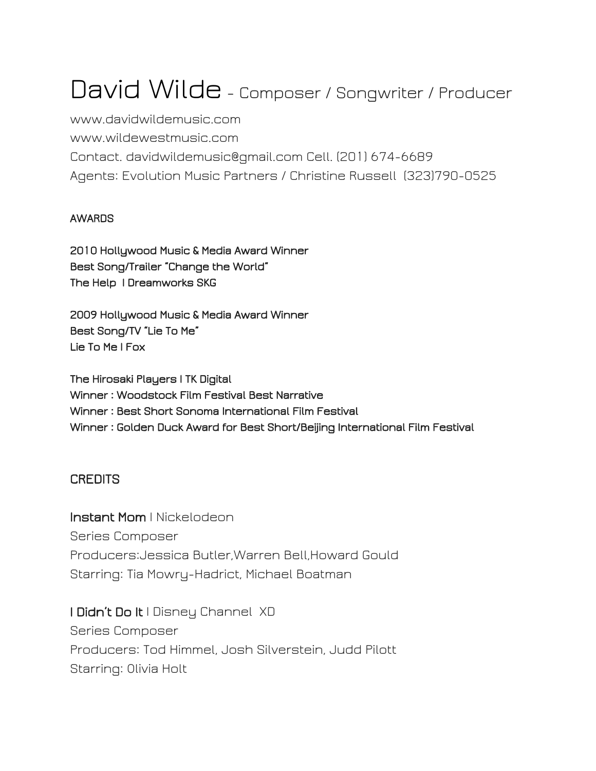# David Wilde - Composer / Songwriter / Producer

www.davidwildemusic.com
www.wildewestmusic.com
Contact. davidwildemusic@gmail.com Cell. (201) 674-6689
Agents: Evolution Music Partners / Christine Russell (323)790-0525

## AWARDS

**2010 Hollywood Music & Media Award Winner**
**Best Song/Trailer "Change the World"**
**The Help I Dreamworks SKG**

**2009 Hollywood Music & Media Award Winner**
**Best Song/TV "Lie To Me"**
**Lie To Me I Fox**

**The Hirosaki Players I TK Digital**
**Winner : Woodstock Film Festival Best Narrative**
**Winner : Best Short Sonoma International Film Festival**
**Winner : Golden Duck Award for Best Short/Beijing International Film Festival**

## CREDITS

**Instant Mom** I Nickelodeon
Series Composer
Producers:Jessica Butler,Warren Bell,Howard Gould
Starring: Tia Mowry-Hadrict, Michael Boatman

**I Didn't Do It** I Disney Channel XD
Series Composer
Producers: Tod Himmel, Josh Silverstein, Judd Pilott
Starring: Olivia Holt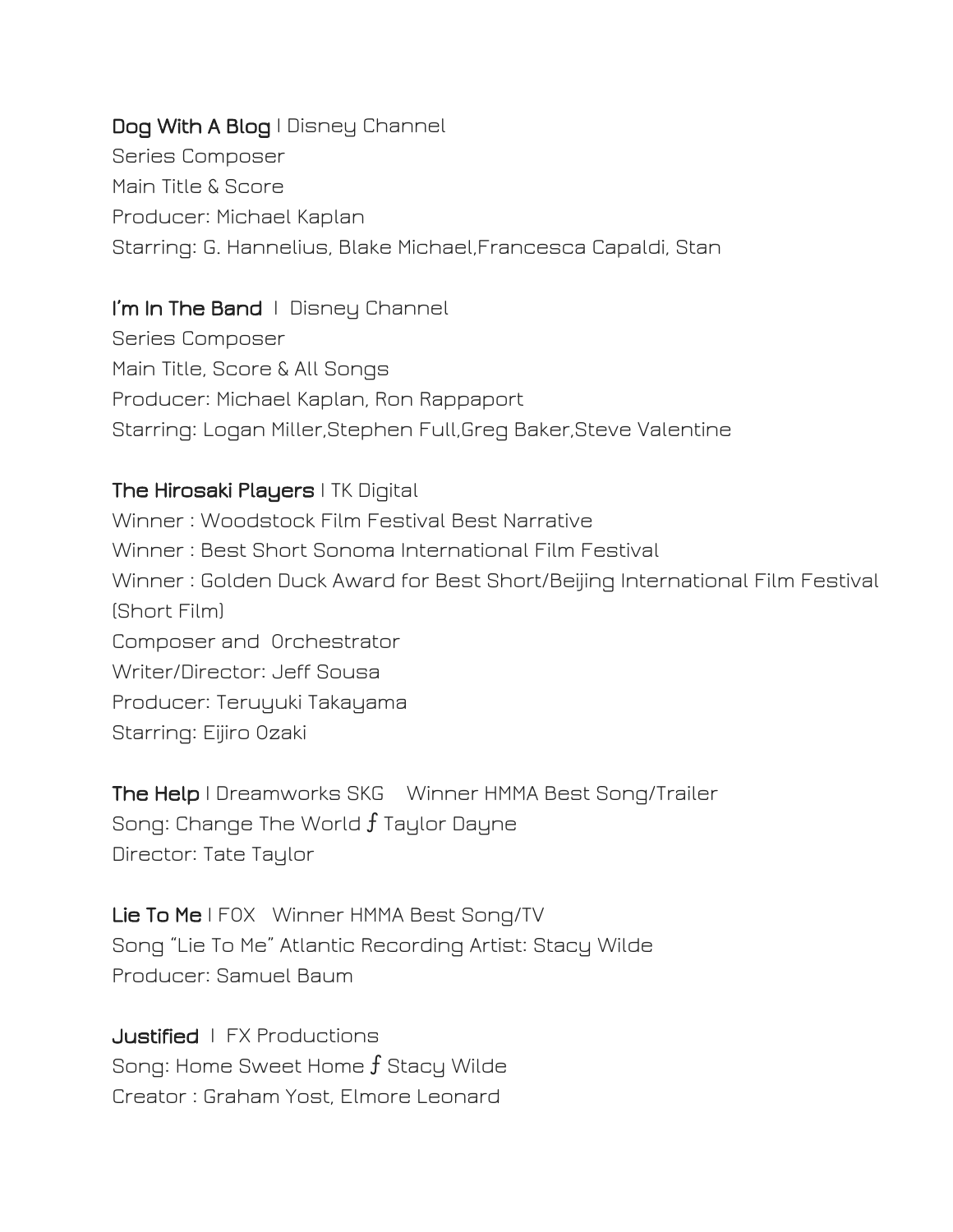**Dog With A Blog** I Disney Channel
Series Composer
Main Title & Score
Producer: Michael Kaplan
Starring: G. Hannelius, Blake Michael,Francesca Capaldi, Stan

**I'm In The Band** I Disney Channel
Series Composer
Main Title, Score & All Songs
Producer: Michael Kaplan, Ron Rappaport
Starring: Logan Miller,Stephen Full,Greg Baker,Steve Valentine

**The Hirosaki Players** I TK Digital
Winner : Woodstock Film Festival Best Narrative
Winner : Best Short Sonoma International Film Festival
Winner : Golden Duck Award for Best Short/Beijing International Film Festival (Short Film)
Composer and Orchestrator
Writer/Director: Jeff Sousa
Producer: Teruyuki Takayama
Starring: Eijiro Ozaki

**The Help** I Dreamworks SKG Winner HMMA Best Song/Trailer
Song: Change The World ƒ Taylor Dayne
Director: Tate Taylor

**Lie To Me** I FOX Winner HMMA Best Song/TV
Song "Lie To Me" Atlantic Recording Artist: Stacy Wilde
Producer: Samuel Baum

**Justified** I FX Productions
Song: Home Sweet Home ƒ Stacy Wilde
Creator : Graham Yost, Elmore Leonard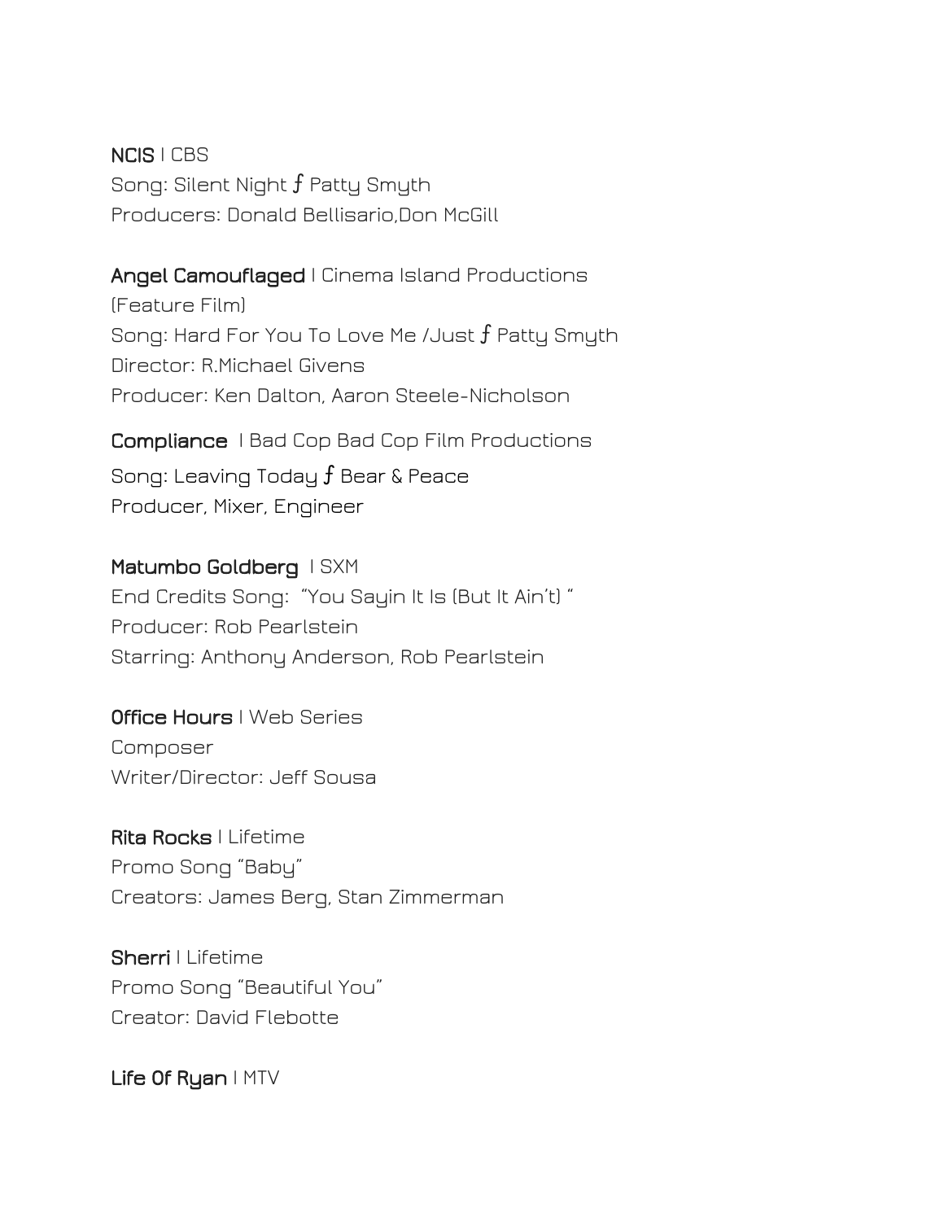**NCIS** | CBS
Song: Silent Night ƒ Patty Smyth
Producers: Donald Bellisario,Don McGill

**Angel Camouflaged** | Cinema Island Productions
(Feature Film)
Song: Hard For You To Love Me /Just ƒ Patty Smyth
Director: R.Michael Givens
Producer: Ken Dalton, Aaron Steele-Nicholson

**Compliance** | Bad Cop Bad Cop Film Productions
Song: Leaving Today ƒ Bear & Peace
Producer, Mixer, Engineer

**Matumbo Goldberg** | SXM
End Credits Song: "You Sayin It Is (But It Ain't) "
Producer: Rob Pearlstein
Starring: Anthony Anderson, Rob Pearlstein

**Office Hours** | Web Series
Composer
Writer/Director: Jeff Sousa

**Rita Rocks** | Lifetime
Promo Song "Baby"
Creators: James Berg, Stan Zimmerman

**Sherri** | Lifetime
Promo Song "Beautiful You"
Creator: David Flebotte

**Life Of Ryan** | MTV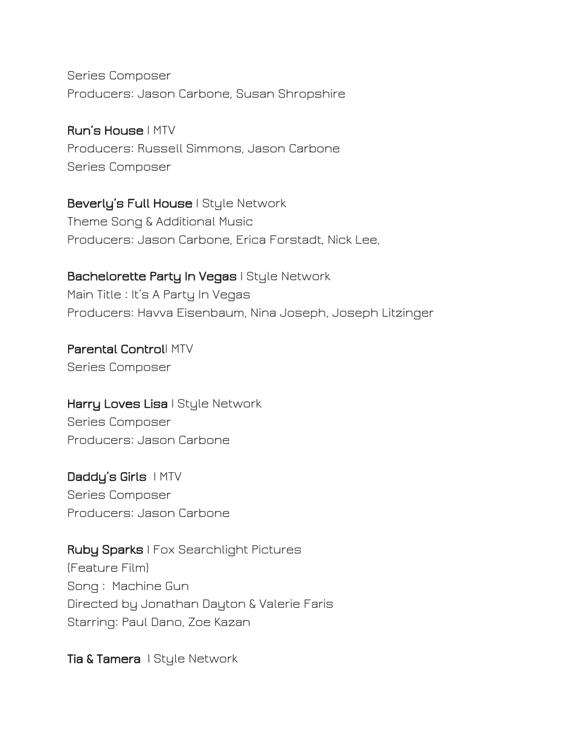Series Composer
Producers: Jason Carbone, Susan Shropshire

**Run's House** I MTV
Producers: Russell Simmons, Jason Carbone
Series Composer

**Beverly's Full House** I Style Network
Theme Song & Additional Music
Producers: Jason Carbone, Erica Forstadt, Nick Lee,

**Bachelorette Party In Vegas** I Style Network
Main Title : It's A Party In Vegas
Producers: Havva Eisenbaum, Nina Joseph, Joseph Litzinger

**Parental Control**I MTV
Series Composer

**Harry Loves Lisa** I Style Network
Series Composer
Producers: Jason Carbone

**Daddy's Girls** I MTV
Series Composer
Producers: Jason Carbone

**Ruby Sparks** I Fox Searchlight Pictures
(Feature Film)
Song : Machine Gun
Directed by Jonathan Dayton & Valerie Faris
Starring: Paul Dano, Zoe Kazan

**Tia & Tamera** I Style Network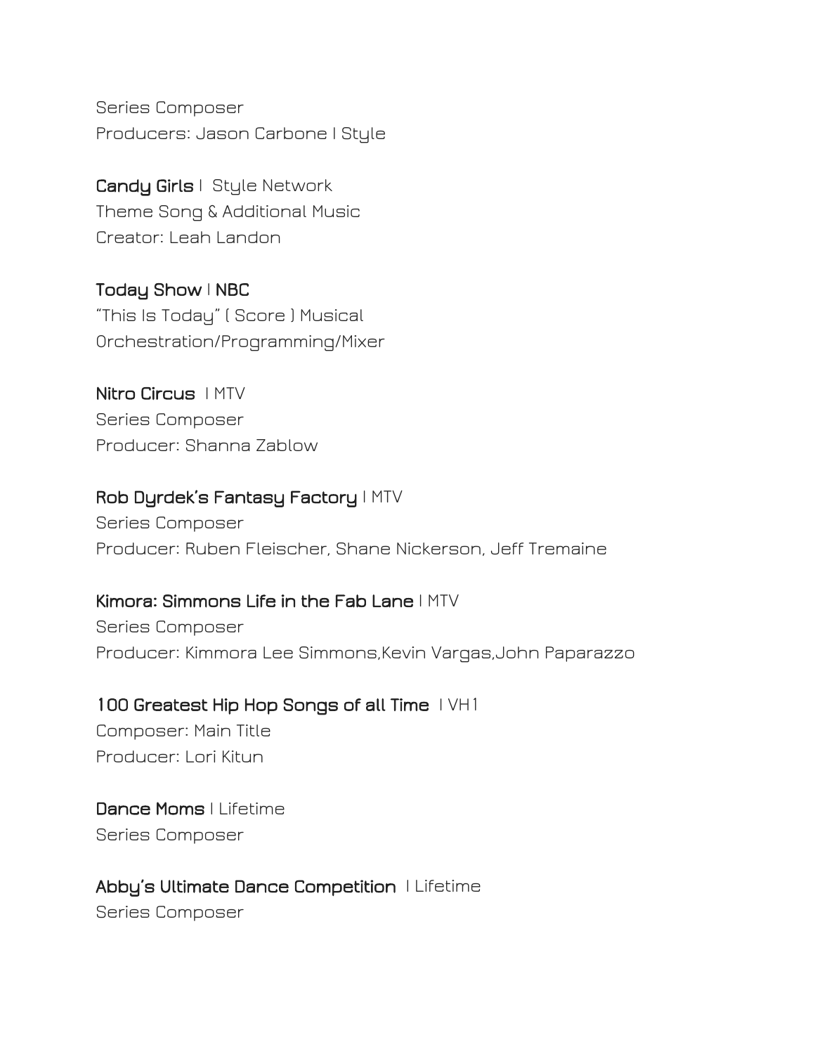Series Composer
Producers: Jason Carbone I Style

**Candy Girls** I Style Network
Theme Song & Additional Music
Creator: Leah Landon

**Today Show** I **NBC**
"This Is Today" ( Score ) Musical
Orchestration/Programming/Mixer

**Nitro Circus** I MTV
Series Composer
Producer: Shanna Zablow

**Rob Dyrdek's Fantasy Factory** I MTV
Series Composer
Producer: Ruben Fleischer, Shane Nickerson, Jeff Tremaine

**Kimora: Simmons Life in the Fab Lane** I MTV
Series Composer
Producer: Kimmora Lee Simmons,Kevin Vargas,John Paparazzo

**100 Greatest Hip Hop Songs of all Time** I VH1
Composer: Main Title
Producer: Lori Kitun

**Dance Moms** I Lifetime
Series Composer

**Abby's Ultimate Dance Competition** I Lifetime
Series Composer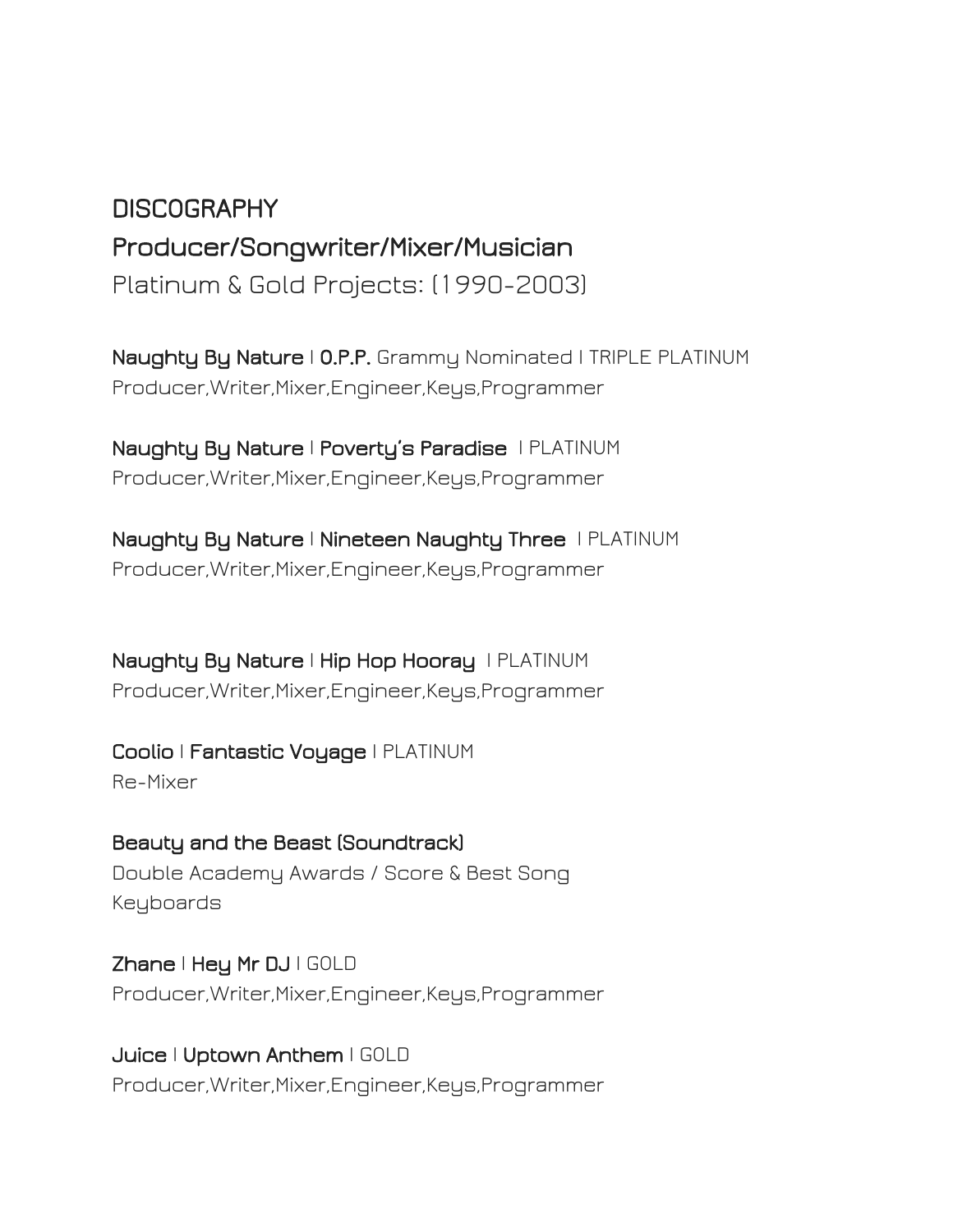## DISCOGRAPHY

## Producer/Songwriter/Mixer/Musician

Platinum & Gold Projects: (1990-2003)

**Naughty By Nature** | **O.P.P.** Grammy Nominated | TRIPLE PLATINUM
Producer,Writer,Mixer,Engineer,Keys,Programmer

**Naughty By Nature** | **Poverty's Paradise** | PLATINUM
Producer,Writer,Mixer,Engineer,Keys,Programmer

**Naughty By Nature** | **Nineteen Naughty Three** | PLATINUM
Producer,Writer,Mixer,Engineer,Keys,Programmer

**Naughty By Nature** | **Hip Hop Hooray** | PLATINUM
Producer,Writer,Mixer,Engineer,Keys,Programmer

**Coolio** | **Fantastic Voyage** | PLATINUM
Re-Mixer

**Beauty and the Beast (Soundtrack)**
Double Academy Awards / Score & Best Song
Keyboards

**Zhane** | **Hey Mr DJ** | GOLD
Producer,Writer,Mixer,Engineer,Keys,Programmer

**Juice** | **Uptown Anthem** | GOLD
Producer,Writer,Mixer,Engineer,Keys,Programmer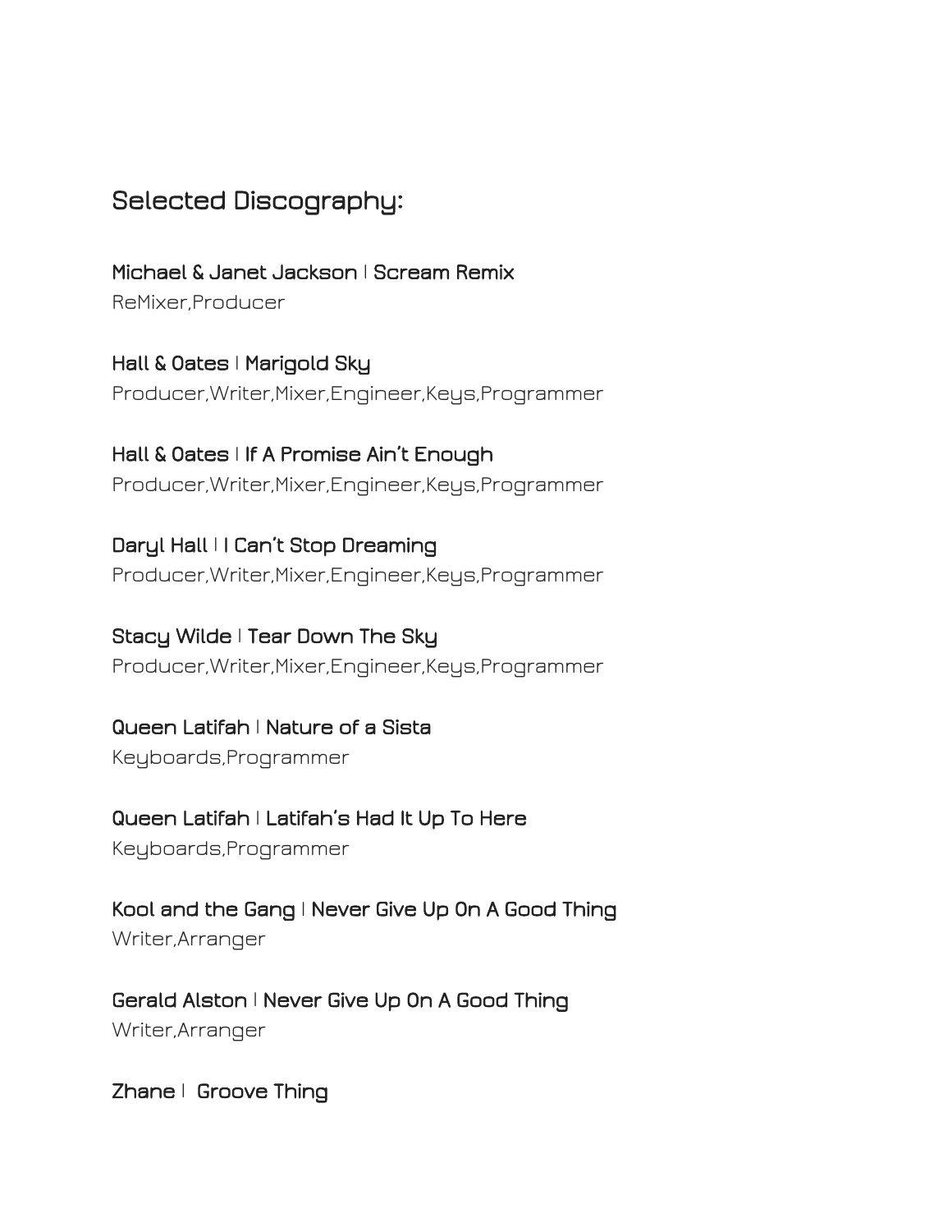## Selected Discography:

**Michael & Janet Jackson | Scream Remix**
ReMixer,Producer

**Hall & Oates | Marigold Sky**
Producer,Writer,Mixer,Engineer,Keys,Programmer

**Hall & Oates | If A Promise Ain't Enough**
Producer,Writer,Mixer,Engineer,Keys,Programmer

**Daryl Hall | I Can't Stop Dreaming**
Producer,Writer,Mixer,Engineer,Keys,Programmer

**Stacy Wilde | Tear Down The Sky**
Producer,Writer,Mixer,Engineer,Keys,Programmer

**Queen Latifah | Nature of a Sista**
Keyboards,Programmer

**Queen Latifah | Latifah's Had It Up To Here**
Keyboards,Programmer

**Kool and the Gang | Never Give Up On A Good Thing**
Writer,Arranger

**Gerald Alston | Never Give Up On A Good Thing**
Writer,Arranger

**Zhane | Groove Thing**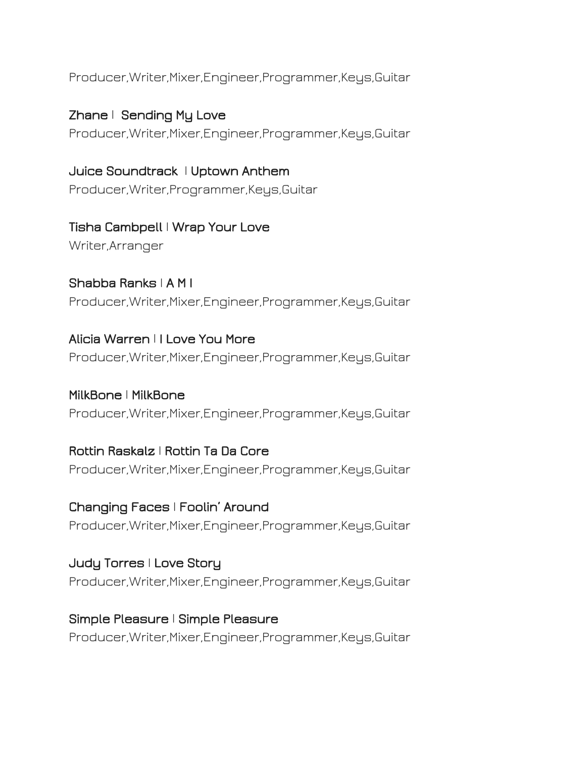Producer,Writer,Mixer,Engineer,Programmer,Keys,Guitar

**Zhane | Sending My Love**
Producer,Writer,Mixer,Engineer,Programmer,Keys,Guitar

**Juice Soundtrack | Uptown Anthem**
Producer,Writer,Programmer,Keys,Guitar

**Tisha Cambpell | Wrap Your Love**
Writer,Arranger

**Shabba Ranks | A M I**
Producer,Writer,Mixer,Engineer,Programmer,Keys,Guitar

**Alicia Warren | I Love You More**
Producer,Writer,Mixer,Engineer,Programmer,Keys,Guitar

**MilkBone | MilkBone**
Producer,Writer,Mixer,Engineer,Programmer,Keys,Guitar

**Rottin Raskalz | Rottin Ta Da Core**
Producer,Writer,Mixer,Engineer,Programmer,Keys,Guitar

**Changing Faces | Foolin' Around**
Producer,Writer,Mixer,Engineer,Programmer,Keys,Guitar

**Judy Torres | Love Story**
Producer,Writer,Mixer,Engineer,Programmer,Keys,Guitar

**Simple Pleasure | Simple Pleasure**
Producer,Writer,Mixer,Engineer,Programmer,Keys,Guitar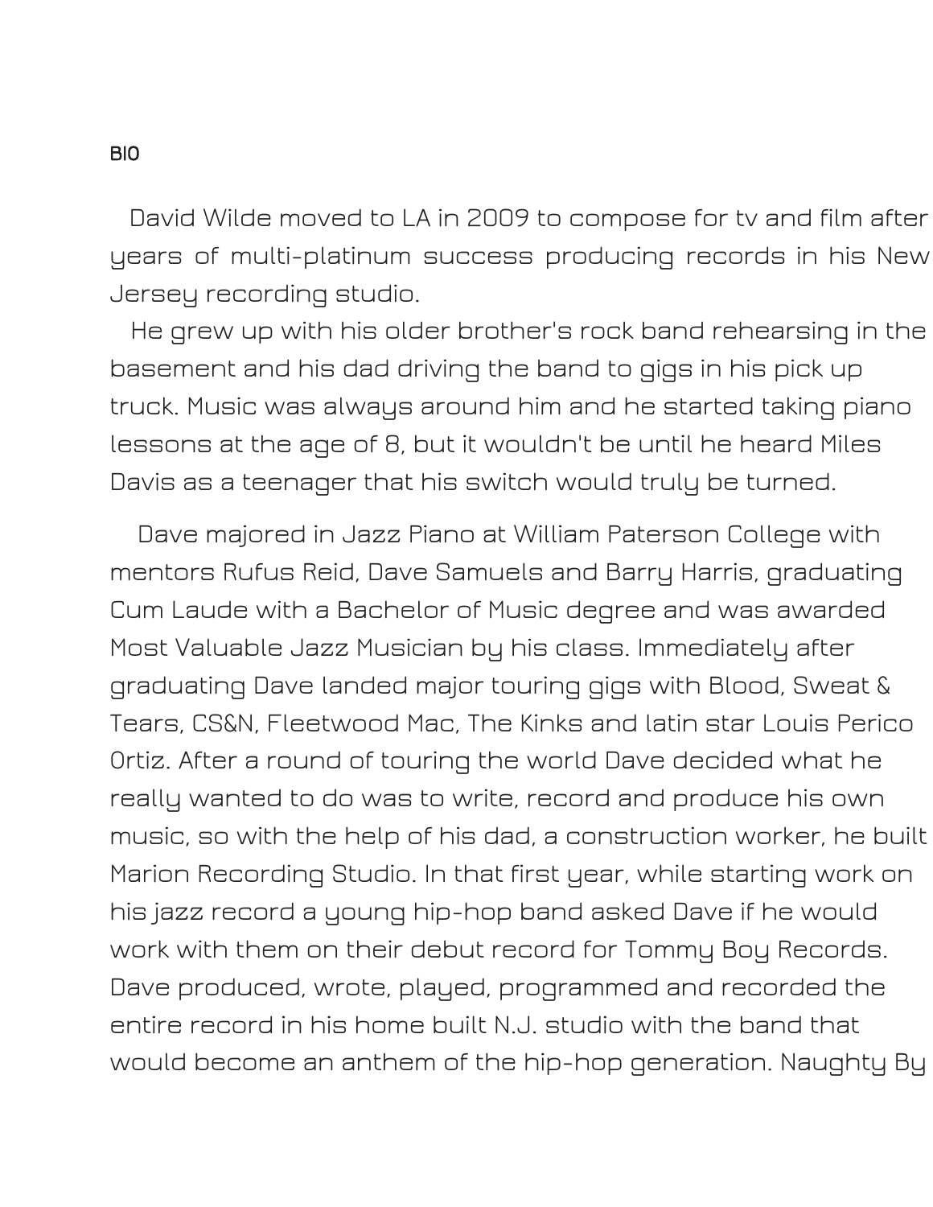BIO

David Wilde moved to LA in 2009 to compose for tv and film after years of multi-platinum success producing records in his New Jersey recording studio.

He grew up with his older brother's rock band rehearsing in the basement and his dad driving the band to gigs in his pick up truck. Music was always around him and he started taking piano lessons at the age of 8, but it wouldn't be until he heard Miles Davis as a teenager that his switch would truly be turned.

Dave majored in Jazz Piano at William Paterson College with mentors Rufus Reid, Dave Samuels and Barry Harris, graduating Cum Laude with a Bachelor of Music degree and was awarded Most Valuable Jazz Musician by his class. Immediately after graduating Dave landed major touring gigs with Blood, Sweat & Tears, CS&N, Fleetwood Mac, The Kinks and latin star Louis Perico Ortiz. After a round of touring the world Dave decided what he really wanted to do was to write, record and produce his own music, so with the help of his dad, a construction worker, he built Marion Recording Studio. In that first year, while starting work on his jazz record a young hip-hop band asked Dave if he would work with them on their debut record for Tommy Boy Records. Dave produced, wrote, played, programmed and recorded the entire record in his home built N.J. studio with the band that would become an anthem of the hip-hop generation. Naughty By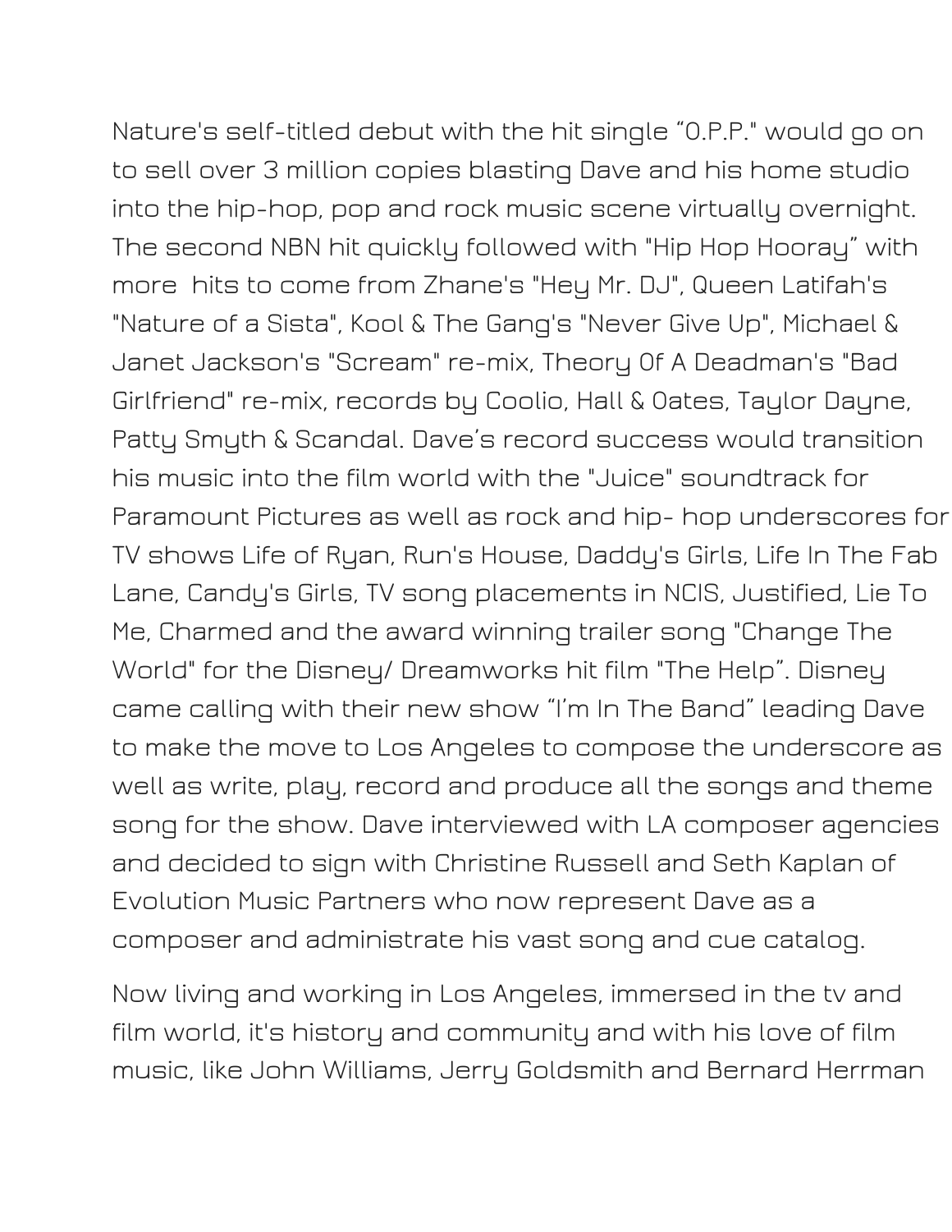Nature's self-titled debut with the hit single "O.P.P." would go on to sell over 3 million copies blasting Dave and his home studio into the hip-hop, pop and rock music scene virtually overnight. The second NBN hit quickly followed with "Hip Hop Hooray" with more  hits to come from Zhane's "Hey Mr. DJ", Queen Latifah's "Nature of a Sista", Kool & The Gang's "Never Give Up", Michael & Janet Jackson's "Scream" re-mix, Theory Of A Deadman's "Bad Girlfriend" re-mix, records by Coolio, Hall & Oates, Taylor Dayne, Patty Smyth & Scandal. Dave's record success would transition his music into the film world with the "Juice" soundtrack for Paramount Pictures as well as rock and hip- hop underscores for TV shows Life of Ryan, Run's House, Daddy's Girls, Life In The Fab Lane, Candy's Girls, TV song placements in NCIS, Justified, Lie To Me, Charmed and the award winning trailer song "Change The World" for the Disney/ Dreamworks hit film "The Help". Disney came calling with their new show "I'm In The Band" leading Dave to make the move to Los Angeles to compose the underscore as well as write, play, record and produce all the songs and theme song for the show. Dave interviewed with LA composer agencies and decided to sign with Christine Russell and Seth Kaplan of Evolution Music Partners who now represent Dave as a composer and administrate his vast song and cue catalog.

Now living and working in Los Angeles, immersed in the tv and film world, it's history and community and with his love of film music, like John Williams, Jerry Goldsmith and Bernard Herrman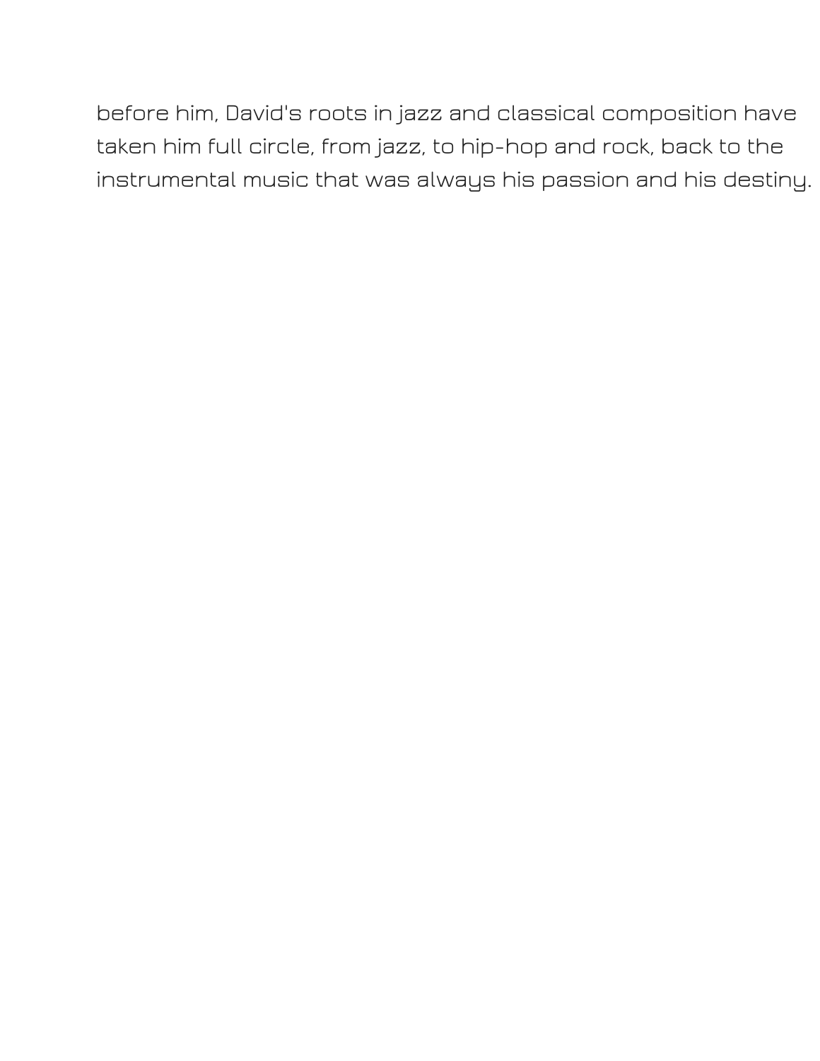before him, David's roots in jazz and classical composition have taken him full circle, from jazz, to hip-hop and rock, back to the instrumental music that was always his passion and his destiny.